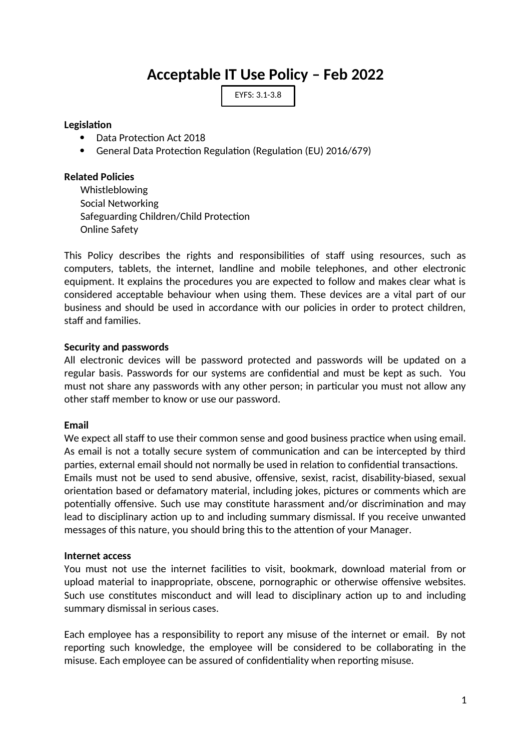# Acceptable IT Use Policy – Feb 2022

EYFS: 3.1-3.8

**Legislation**

- Data Protection Act 2018
- General Data Protection Regulation (Regulation (EU) 2016/679)

**Related Policies**

Whistleblowing
Social Networking
Safeguarding Children/Child Protection
Online Safety

This Policy describes the rights and responsibilities of staff using resources, such as computers, tablets, the internet, landline and mobile telephones, and other electronic equipment. It explains the procedures you are expected to follow and makes clear what is considered acceptable behaviour when using them. These devices are a vital part of our business and should be used in accordance with our policies in order to protect children, staff and families.

**Security and passwords**

All electronic devices will be password protected and passwords will be updated on a regular basis. Passwords for our systems are confidential and must be kept as such. You must not share any passwords with any other person; in particular you must not allow any other staff member to know or use our password.

**Email**

We expect all staff to use their common sense and good business practice when using email. As email is not a totally secure system of communication and can be intercepted by third parties, external email should not normally be used in relation to confidential transactions.
Emails must not be used to send abusive, offensive, sexist, racist, disability-biased, sexual orientation based or defamatory material, including jokes, pictures or comments which are potentially offensive. Such use may constitute harassment and/or discrimination and may lead to disciplinary action up to and including summary dismissal. If you receive unwanted messages of this nature, you should bring this to the attention of your Manager.

**Internet access**

You must not use the internet facilities to visit, bookmark, download material from or upload material to inappropriate, obscene, pornographic or otherwise offensive websites. Such use constitutes misconduct and will lead to disciplinary action up to and including summary dismissal in serious cases.

Each employee has a responsibility to report any misuse of the internet or email. By not reporting such knowledge, the employee will be considered to be collaborating in the misuse. Each employee can be assured of confidentiality when reporting misuse.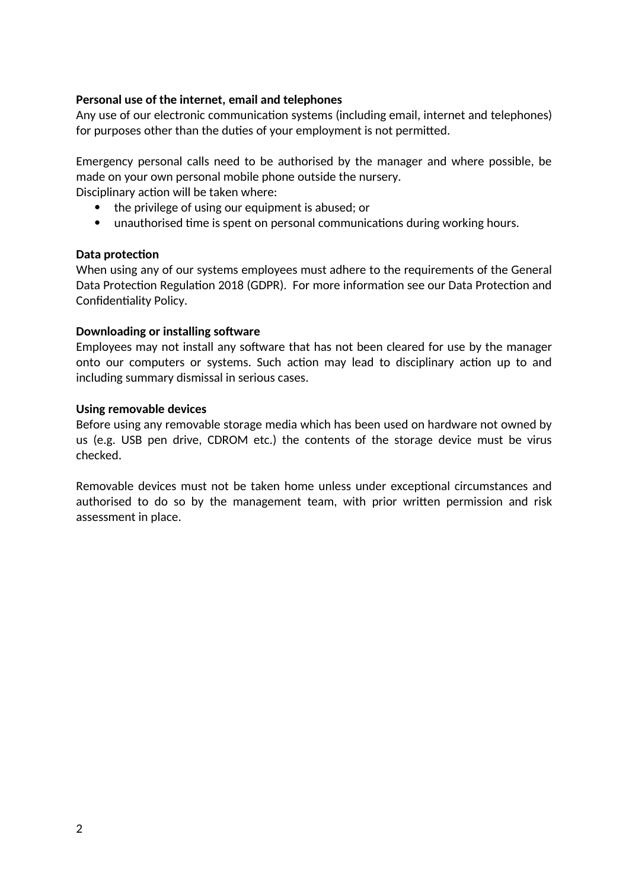**Personal use of the internet, email and telephones**

Any use of our electronic communication systems (including email, internet and telephones) for purposes other than the duties of your employment is not permitted.

Emergency personal calls need to be authorised by the manager and where possible, be made on your own personal mobile phone outside the nursery.
Disciplinary action will be taken where:

- the privilege of using our equipment is abused; or
- unauthorised time is spent on personal communications during working hours.

**Data protection**

When using any of our systems employees must adhere to the requirements of the General Data Protection Regulation 2018 (GDPR). For more information see our Data Protection and Confidentiality Policy.

**Downloading or installing software**

Employees may not install any software that has not been cleared for use by the manager onto our computers or systems. Such action may lead to disciplinary action up to and including summary dismissal in serious cases.

**Using removable devices**

Before using any removable storage media which has been used on hardware not owned by us (e.g. USB pen drive, CDROM etc.) the contents of the storage device must be virus checked.

Removable devices must not be taken home unless under exceptional circumstances and authorised to do so by the management team, with prior written permission and risk assessment in place.